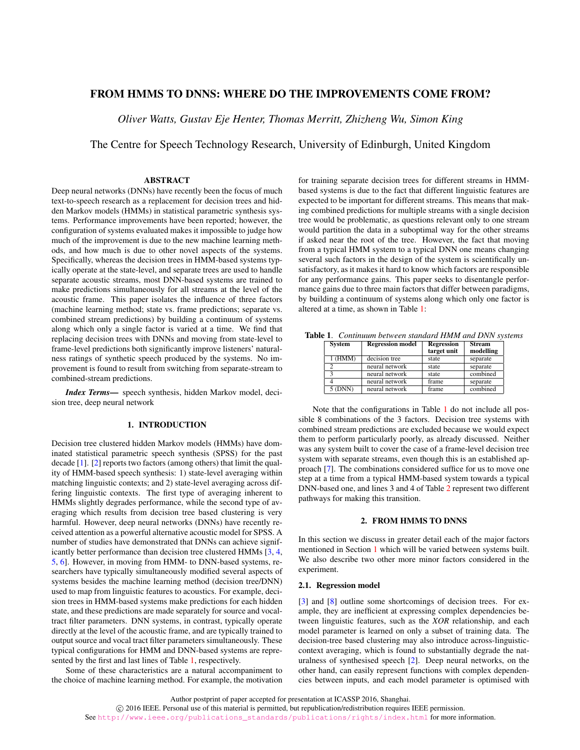# FROM HMMS TO DNNS: WHERE DO THE IMPROVEMENTS COME FROM?

*Oliver Watts, Gustav Eje Henter, Thomas Merritt, Zhizheng Wu, Simon King*

The Centre for Speech Technology Research, University of Edinburgh, United Kingdom

## ABSTRACT

Deep neural networks (DNNs) have recently been the focus of much text-to-speech research as a replacement for decision trees and hidden Markov models (HMMs) in statistical parametric synthesis systems. Performance improvements have been reported; however, the configuration of systems evaluated makes it impossible to judge how much of the improvement is due to the new machine learning methods, and how much is due to other novel aspects of the systems. Specifically, whereas the decision trees in HMM-based systems typically operate at the state-level, and separate trees are used to handle separate acoustic streams, most DNN-based systems are trained to make predictions simultaneously for all streams at the level of the acoustic frame. This paper isolates the influence of three factors (machine learning method; state vs. frame predictions; separate vs. combined stream predictions) by building a continuum of systems along which only a single factor is varied at a time. We find that replacing decision trees with DNNs and moving from state-level to frame-level predictions both significantly improve listeners' naturalness ratings of synthetic speech produced by the systems. No improvement is found to result from switching from separate-stream to combined-stream predictions.

***Index Terms*—** speech synthesis, hidden Markov model, decision tree, deep neural network

## 1. INTRODUCTION

Decision tree clustered hidden Markov models (HMMs) have dominated statistical parametric speech synthesis (SPSS) for the past decade [1]. [2] reports two factors (among others) that limit the quality of HMM-based speech synthesis: 1) state-level averaging within matching linguistic contexts; and 2) state-level averaging across differing linguistic contexts. The first type of averaging inherent to HMMs slightly degrades performance, while the second type of averaging which results from decision tree based clustering is very harmful. However, deep neural networks (DNNs) have recently received attention as a powerful alternative acoustic model for SPSS. A number of studies have demonstrated that DNNs can achieve significantly better performance than decision tree clustered HMMs [3, 4, 5, 6]. However, in moving from HMM- to DNN-based systems, researchers have typically simultaneously modified several aspects of systems besides the machine learning method (decision tree/DNN) used to map from linguistic features to acoustics. For example, decision trees in HMM-based systems make predictions for each hidden state, and these predictions are made separately for source and vocal-tract filter parameters. DNN systems, in contrast, typically operate directly at the level of the acoustic frame, and are typically trained to output source and vocal tract filter parameters simultaneously. These typical configurations for HMM and DNN-based systems are represented by the first and last lines of Table 1, respectively.

Some of these characteristics are a natural accompaniment to the choice of machine learning method. For example, the motivation for training separate decision trees for different streams in HMM-based systems is due to the fact that different linguistic features are expected to be important for different streams. This means that making combined predictions for multiple streams with a single decision tree would be problematic, as questions relevant only to one stream would partition the data in a suboptimal way for the other streams if asked near the root of the tree. However, the fact that moving from a typical HMM system to a typical DNN one means changing several such factors in the design of the system is scientifically unsatisfactory, as it makes it hard to know which factors are responsible for any performance gains. This paper seeks to disentangle performance gains due to three main factors that differ between paradigms, by building a continuum of systems along which only one factor is altered at a time, as shown in Table 1:

**Table 1**. *Continuum between standard HMM and DNN systems*

| System | Regression model | Regression target unit | Stream modelling |
|---|---|---|---|
| 1 (HMM) | decision tree | state | separate |
| 2 | neural network | state | separate |
| 3 | neural network | state | combined |
| 4 | neural network | frame | separate |
| 5 (DNN) | neural network | frame | combined |

Note that the configurations in Table 1 do not include all possible 8 combinations of the 3 factors. Decision tree systems with combined stream predictions are excluded because we would expect them to perform particularly poorly, as already discussed. Neither was any system built to cover the case of a frame-level decision tree system with separate streams, even though this is an established approach [7]. The combinations considered suffice for us to move one step at a time from a typical HMM-based system towards a typical DNN-based one, and lines 3 and 4 of Table 2 represent two different pathways for making this transition.

## 2. FROM HMMS TO DNNS

In this section we discuss in greater detail each of the major factors mentioned in Section 1 which will be varied between systems built. We also describe two other more minor factors considered in the experiment.

### 2.1. Regression model

[3] and [8] outline some shortcomings of decision trees. For example, they are inefficient at expressing complex dependencies between linguistic features, such as the *XOR* relationship, and each model parameter is learned on only a subset of training data. The decision-tree based clustering may also introduce across-linguistic-context averaging, which is found to substantially degrade the naturalness of synthesised speech [2]. Deep neural networks, on the other hand, can easily represent functions with complex dependencies between inputs, and each model parameter is optimised with

Author postprint of paper accepted for presentation at ICASSP 2016, Shanghai.
© 2016 IEEE. Personal use of this material is permitted, but republication/redistribution requires IEEE permission.
See http://www.ieee.org/publications_standards/publications/rights/index.html for more information.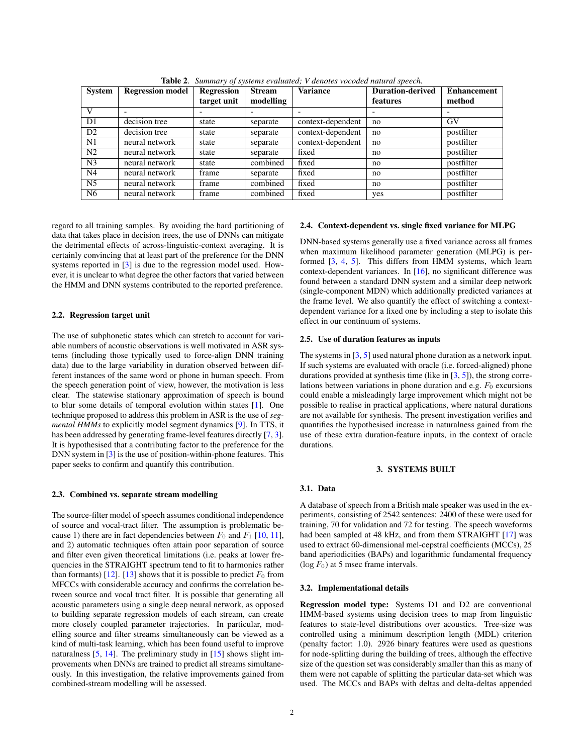**Table 2**. *Summary of systems evaluated; V denotes vocoded natural speech.*

| System | Regression model | Regression target unit | Stream modelling | Variance | Duration-derived features | Enhancement method |
|---|---|---|---|---|---|---|
| V | - | - | - | - | - | - |
| D1 | decision tree | state | separate | context-dependent | no | GV |
| D2 | decision tree | state | separate | context-dependent | no | postfilter |
| N1 | neural network | state | separate | context-dependent | no | postfilter |
| N2 | neural network | state | separate | fixed | no | postfilter |
| N3 | neural network | state | combined | fixed | no | postfilter |
| N4 | neural network | frame | separate | fixed | no | postfilter |
| N5 | neural network | frame | combined | fixed | no | postfilter |
| N6 | neural network | frame | combined | fixed | yes | postfilter |

regard to all training samples. By avoiding the hard partitioning of data that takes place in decision trees, the use of DNNs can mitigate the detrimental effects of across-linguistic-context averaging. It is certainly convincing that at least part of the preference for the DNN systems reported in [3] is due to the regression model used. However, it is unclear to what degree the other factors that varied between the HMM and DNN systems contributed to the reported preference.

### 2.2. Regression target unit

The use of subphonetic states which can stretch to account for variable numbers of acoustic observations is well motivated in ASR systems (including those typically used to force-align DNN training data) due to the large variability in duration observed between different instances of the same word or phone in human speech. From the speech generation point of view, however, the motivation is less clear. The statewise stationary approximation of speech is bound to blur some details of temporal evolution within states [1]. One technique proposed to address this problem in ASR is the use of *segmental HMMs* to explicitly model segment dynamics [9]. In TTS, it has been addressed by generating frame-level features directly [7, 3]. It is hypothesised that a contributing factor to the preference for the DNN system in [3] is the use of position-within-phone features. This paper seeks to confirm and quantify this contribution.

### 2.3. Combined vs. separate stream modelling

The source-filter model of speech assumes conditional independence of source and vocal-tract filter. The assumption is problematic because 1) there are in fact dependencies between $F_0$ and $F_1$ [10, 11], and 2) automatic techniques often attain poor separation of source and filter even given theoretical limitations (i.e. peaks at lower frequencies in the STRAIGHT spectrum tend to fit to harmonics rather than formants) [12]. [13] shows that it is possible to predict $F_0$ from MFCCs with considerable accuracy and confirms the correlation between source and vocal tract filter. It is possible that generating all acoustic parameters using a single deep neural network, as opposed to building separate regression models of each stream, can create more closely coupled parameter trajectories. In particular, modelling source and filter streams simultaneously can be viewed as a kind of multi-task learning, which has been found useful to improve naturalness [5, 14]. The preliminary study in [15] shows slight improvements when DNNs are trained to predict all streams simultaneously. In this investigation, the relative improvements gained from combined-stream modelling will be assessed.

### 2.4. Context-dependent vs. single fixed variance for MLPG

DNN-based systems generally use a fixed variance across all frames when maximum likelihood parameter generation (MLPG) is performed [3, 4, 5]. This differs from HMM systems, which learn context-dependent variances. In [16], no significant difference was found between a standard DNN system and a similar deep network (single-component MDN) which additionally predicted variances at the frame level. We also quantify the effect of switching a context-dependent variance for a fixed one by including a step to isolate this effect in our continuum of systems.

### 2.5. Use of duration features as inputs

The systems in [3, 5] used natural phone duration as a network input. If such systems are evaluated with oracle (i.e. forced-aligned) phone durations provided at synthesis time (like in [3, 5]), the strong correlations between variations in phone duration and e.g. $F_0$ excursions could enable a misleadingly large improvement which might not be possible to realise in practical applications, where natural durations are not available for synthesis. The present investigation verifies and quantifies the hypothesised increase in naturalness gained from the use of these extra duration-feature inputs, in the context of oracle durations.

## 3. SYSTEMS BUILT

### 3.1. Data

A database of speech from a British male speaker was used in the experiments, consisting of 2542 sentences: 2400 of these were used for training, 70 for validation and 72 for testing. The speech waveforms had been sampled at 48 kHz, and from them STRAIGHT [17] was used to extract 60-dimensional mel-cepstral coefficients (MCCs), 25 band aperiodicities (BAPs) and logarithmic fundamental frequency ($\log F_0$) at 5 msec frame intervals.

### 3.2. Implementational details

**Regression model type:** Systems D1 and D2 are conventional HMM-based systems using decision trees to map from linguistic features to state-level distributions over acoustics. Tree-size was controlled using a minimum description length (MDL) criterion (penalty factor: 1.0). 2926 binary features were used as questions for node-splitting during the building of trees, although the effective size of the question set was considerably smaller than this as many of them were not capable of splitting the particular data-set which was used. The MCCs and BAPs with deltas and delta-deltas appended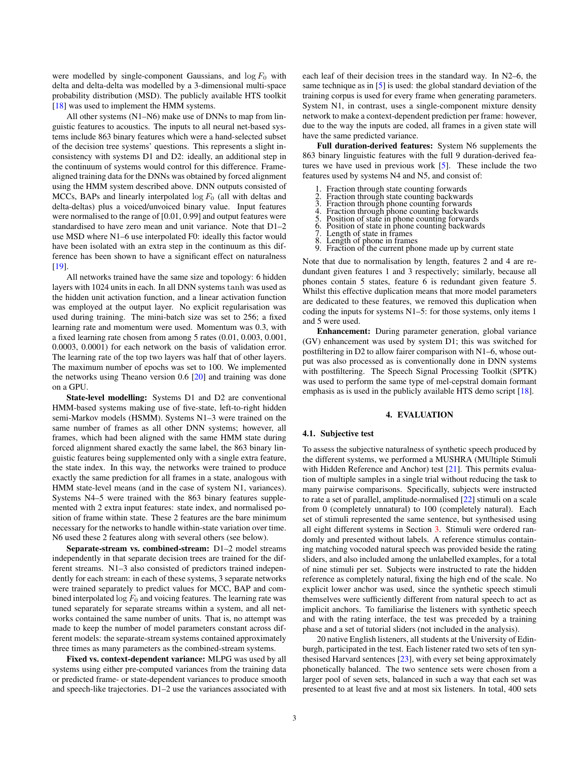were modelled by single-component Gaussians, and $\log F_0$ with delta and delta-delta was modelled by a 3-dimensional multi-space probability distribution (MSD). The publicly available HTS toolkit [18] was used to implement the HMM systems.

All other systems (N1–N6) make use of DNNs to map from linguistic features to acoustics. The inputs to all neural net-based systems include 863 binary features which were a hand-selected subset of the decision tree systems' questions. This represents a slight inconsistency with systems D1 and D2: ideally, an additional step in the continuum of systems would control for this difference. Frame-aligned training data for the DNNs was obtained by forced alignment using the HMM system described above. DNN outputs consisted of MCCs, BAPs and linearly interpolated $\log F_0$ (all with deltas and delta-deltas) plus a voiced/unvoiced binary value. Input features were normalised to the range of [0.01, 0.99] and output features were standardised to have zero mean and unit variance. Note that D1–2 use MSD where N1–6 use interpolated F0: ideally this factor would have been isolated with an extra step in the continuum as this difference has been shown to have a significant effect on naturalness [19].

All networks trained have the same size and topology: 6 hidden layers with 1024 units in each. In all DNN systems tanh was used as the hidden unit activation function, and a linear activation function was employed at the output layer. No explicit regularisation was used during training. The mini-batch size was set to 256; a fixed learning rate and momentum were used. Momentum was 0.3, with a fixed learning rate chosen from among 5 rates (0.01, 0.003, 0.001, 0.0003, 0.0001) for each network on the basis of validation error. The learning rate of the top two layers was half that of other layers. The maximum number of epochs was set to 100. We implemented the networks using Theano version 0.6 [20] and training was done on a GPU.

**State-level modelling:** Systems D1 and D2 are conventional HMM-based systems making use of five-state, left-to-right hidden semi-Markov models (HSMM). Systems N1–3 were trained on the same number of frames as all other DNN systems; however, all frames, which had been aligned with the same HMM state during forced alignment shared exactly the same label, the 863 binary linguistic features being supplemented only with a single extra feature, the state index. In this way, the networks were trained to produce exactly the same prediction for all frames in a state, analogous with HMM state-level means (and in the case of system N1, variances). Systems N4–5 were trained with the 863 binary features supplemented with 2 extra input features: state index, and normalised position of frame within state. These 2 features are the bare minimum necessary for the networks to handle within-state variation over time. N6 used these 2 features along with several others (see below).

**Separate-stream vs. combined-stream:** D1–2 model streams independently in that separate decision trees are trained for the different streams. N1–3 also consisted of predictors trained independently for each stream: in each of these systems, 3 separate networks were trained separately to predict values for MCC, BAP and combined interpolated $\log F_0$ and voicing features. The learning rate was tuned separately for separate streams within a system, and all networks contained the same number of units. That is, no attempt was made to keep the number of model parameters constant across different models: the separate-stream systems contained approximately three times as many parameters as the combined-stream systems.

**Fixed vs. context-dependent variance:** MLPG was used by all systems using either pre-computed variances from the training data or predicted frame- or state-dependent variances to produce smooth and speech-like trajectories. D1–2 use the variances associated with each leaf of their decision trees in the standard way. In N2–6, the same technique as in [5] is used: the global standard deviation of the training corpus is used for every frame when generating parameters. System N1, in contrast, uses a single-component mixture density network to make a context-dependent prediction per frame: however, due to the way the inputs are coded, all frames in a given state will have the same predicted variance.

**Full duration-derived features:** System N6 supplements the 863 binary linguistic features with the full 9 duration-derived features we have used in previous work [5]. These include the two features used by systems N4 and N5, and consist of:

1. Fraction through state counting forwards
2. Fraction through state counting backwards
3. Fraction through phone counting forwards
4. Fraction through phone counting backwards
5. Position of state in phone counting forwards
6. Position of state in phone counting backwards
7. Length of state in frames
8. Length of phone in frames
9. Fraction of the current phone made up by current state

Note that due to normalisation by length, features 2 and 4 are redundant given features 1 and 3 respectively; similarly, because all phones contain 5 states, feature 6 is redundant given feature 5. Whilst this effective duplication means that more model parameters are dedicated to these features, we removed this duplication when coding the inputs for systems N1–5: for those systems, only items 1 and 5 were used.

**Enhancement:** During parameter generation, global variance (GV) enhancement was used by system D1; this was switched for postfiltering in D2 to allow fairer comparison with N1–6, whose output was also processed as is conventionally done in DNN systems with postfiltering. The Speech Signal Processing Toolkit (SPTK) was used to perform the same type of mel-cepstral domain formant emphasis as is used in the publicly available HTS demo script [18].

## 4. EVALUATION

### 4.1. Subjective test

To assess the subjective naturalness of synthetic speech produced by the different systems, we performed a MUSHRA (MUltiple Stimuli with Hidden Reference and Anchor) test [21]. This permits evaluation of multiple samples in a single trial without reducing the task to many pairwise comparisons. Specifically, subjects were instructed to rate a set of parallel, amplitude-normalised [22] stimuli on a scale from 0 (completely unnatural) to 100 (completely natural). Each set of stimuli represented the same sentence, but synthesised using all eight different systems in Section 3. Stimuli were ordered randomly and presented without labels. A reference stimulus containing matching vocoded natural speech was provided beside the rating sliders, and also included among the unlabelled examples, for a total of nine stimuli per set. Subjects were instructed to rate the hidden reference as completely natural, fixing the high end of the scale. No explicit lower anchor was used, since the synthetic speech stimuli themselves were sufficiently different from natural speech to act as implicit anchors. To familiarise the listeners with synthetic speech and with the rating interface, the test was preceded by a training phase and a set of tutorial sliders (not included in the analysis).

20 native English listeners, all students at the University of Edinburgh, participated in the test. Each listener rated two sets of ten synthesised Harvard sentences [23], with every set being approximately phonetically balanced. The two sentence sets were chosen from a larger pool of seven sets, balanced in such a way that each set was presented to at least five and at most six listeners. In total, 400 sets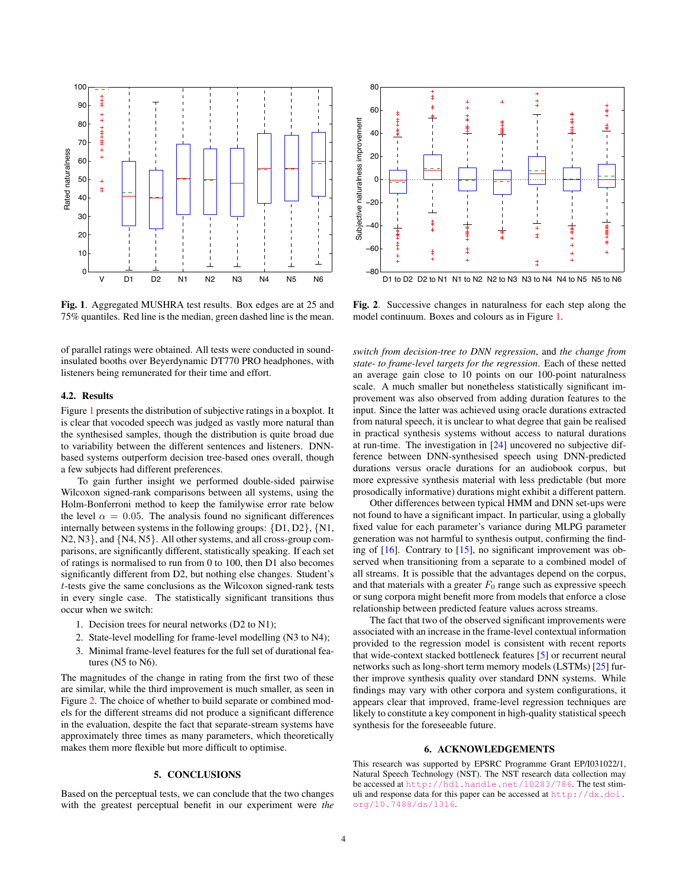**Fig. 1**. Aggregated MUSHRA test results. Box edges are at 25 and 75% quantiles. Red line is the median, green dashed line is the mean.

**Fig. 2**. Successive changes in naturalness for each step along the model continuum. Boxes and colours as in Figure 1.

of parallel ratings were obtained. All tests were conducted in sound-insulated booths over Beyerdynamic DT770 PRO headphones, with listeners being remunerated for their time and effort.

### 4.2. Results

Figure 1 presents the distribution of subjective ratings in a boxplot. It is clear that vocoded speech was judged as vastly more natural than the synthesised samples, though the distribution is quite broad due to variability between the different sentences and listeners. DNN-based systems outperform decision tree-based ones overall, though a few subjects had different preferences.

To gain further insight we performed double-sided pairwise Wilcoxon signed-rank comparisons between all systems, using the Holm-Bonferroni method to keep the familywise error rate below the level $\alpha = 0.05$. The analysis found no significant differences internally between systems in the following groups: {D1, D2}, {N1, N2, N3}, and {N4, N5}. All other systems, and all cross-group comparisons, are significantly different, statistically speaking. If each set of ratings is normalised to run from 0 to 100, then D1 also becomes significantly different from D2, but nothing else changes. Student's $t$-tests give the same conclusions as the Wilcoxon signed-rank tests in every single case. The statistically significant transitions thus occur when we switch:

1. Decision trees for neural networks (D2 to N1);
2. State-level modelling for frame-level modelling (N3 to N4);
3. Minimal frame-level features for the full set of durational features (N5 to N6).

The magnitudes of the change in rating from the first two of these are similar, while the third improvement is much smaller, as seen in Figure 2. The choice of whether to build separate or combined models for the different streams did not produce a significant difference in the evaluation, despite the fact that separate-stream systems have approximately three times as many parameters, which theoretically makes them more flexible but more difficult to optimise.

## 5. CONCLUSIONS

Based on the perceptual tests, we can conclude that the two changes with the greatest perceptual benefit in our experiment were *the switch from decision-tree to DNN regression*, and *the change from state- to frame-level targets for the regression*. Each of these netted an average gain close to 10 points on our 100-point naturalness scale. A much smaller but nonetheless statistically significant improvement was also observed from adding duration features to the input. Since the latter was achieved using oracle durations extracted from natural speech, it is unclear to what degree that gain be realised in practical synthesis systems without access to natural durations at run-time. The investigation in [24] uncovered no subjective difference between DNN-synthesised speech using DNN-predicted durations versus oracle durations for an audiobook corpus, but more expressive synthesis material with less predictable (but more prosodically informative) durations might exhibit a different pattern.

Other differences between typical HMM and DNN set-ups were not found to have a significant impact. In particular, using a globally fixed value for each parameter's variance during MLPG parameter generation was not harmful to synthesis output, confirming the finding of [16]. Contrary to [15], no significant improvement was observed when transitioning from a separate to a combined model of all streams. It is possible that the advantages depend on the corpus, and that materials with a greater $F_0$ range such as expressive speech or sung corpora might benefit more from models that enforce a close relationship between predicted feature values across streams.

The fact that two of the observed significant improvements were associated with an increase in the frame-level contextual information provided to the regression model is consistent with recent reports that wide-context stacked bottleneck features [5] or recurrent neural networks such as long-short term memory models (LSTMs) [25] further improve synthesis quality over standard DNN systems. While findings may vary with other corpora and system configurations, it appears clear that improved, frame-level regression techniques are likely to constitute a key component in high-quality statistical speech synthesis for the foreseeable future.

## 6. ACKNOWLEDGEMENTS

This research was supported by EPSRC Programme Grant EP/I031022/1, Natural Speech Technology (NST). The NST research data collection may be accessed at http://hdl.handle.net/10283/786. The test stimuli and response data for this paper can be accessed at http://dx.doi.org/10.7488/ds/1316.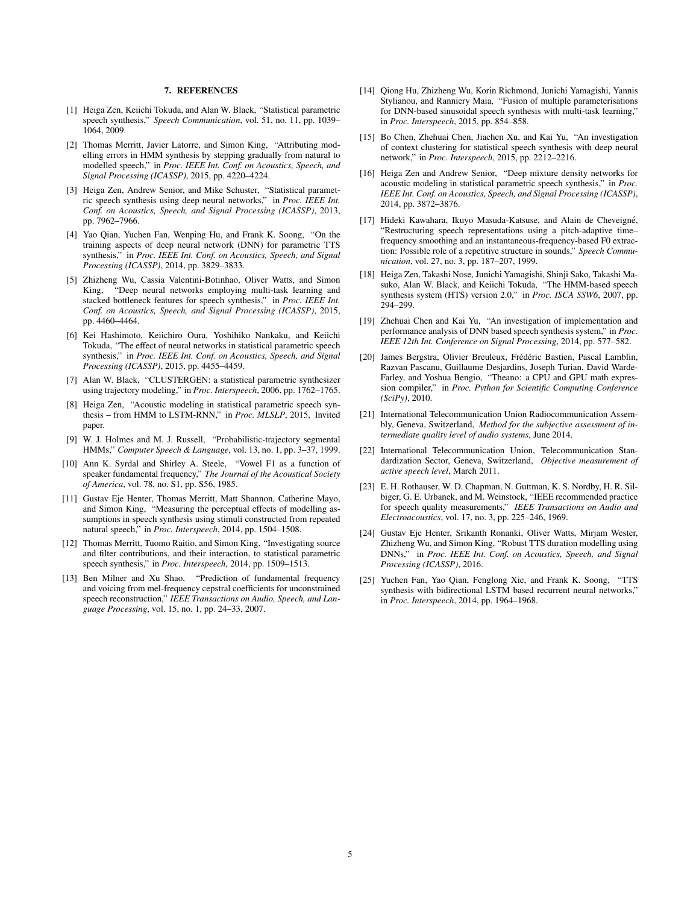## 7. REFERENCES

[1] Heiga Zen, Keiichi Tokuda, and Alan W. Black, "Statistical parametric speech synthesis," *Speech Communication*, vol. 51, no. 11, pp. 1039–1064, 2009.

[2] Thomas Merritt, Javier Latorre, and Simon King, "Attributing modelling errors in HMM synthesis by stepping gradually from natural to modelled speech," in *Proc. IEEE Int. Conf. on Acoustics, Speech, and Signal Processing (ICASSP)*, 2015, pp. 4220–4224.

[3] Heiga Zen, Andrew Senior, and Mike Schuster, "Statistical parametric speech synthesis using deep neural networks," in *Proc. IEEE Int. Conf. on Acoustics, Speech, and Signal Processing (ICASSP)*, 2013, pp. 7962–7966.

[4] Yao Qian, Yuchen Fan, Wenping Hu, and Frank K. Soong, "On the training aspects of deep neural network (DNN) for parametric TTS synthesis," in *Proc. IEEE Int. Conf. on Acoustics, Speech, and Signal Processing (ICASSP)*, 2014, pp. 3829–3833.

[5] Zhizheng Wu, Cassia Valentini-Botinhao, Oliver Watts, and Simon King, "Deep neural networks employing multi-task learning and stacked bottleneck features for speech synthesis," in *Proc. IEEE Int. Conf. on Acoustics, Speech, and Signal Processing (ICASSP)*, 2015, pp. 4460–4464.

[6] Kei Hashimoto, Keiichiro Oura, Yoshihiko Nankaku, and Keiichi Tokuda, "The effect of neural networks in statistical parametric speech synthesis," in *Proc. IEEE Int. Conf. on Acoustics, Speech, and Signal Processing (ICASSP)*, 2015, pp. 4455–4459.

[7] Alan W. Black, "CLUSTERGEN: a statistical parametric synthesizer using trajectory modeling," in *Proc. Interspeech*, 2006, pp. 1762–1765.

[8] Heiga Zen, "Acoustic modeling in statistical parametric speech synthesis – from HMM to LSTM-RNN," in *Proc. MLSLP*, 2015, Invited paper.

[9] W. J. Holmes and M. J. Russell, "Probabilistic-trajectory segmental HMMs," *Computer Speech & Language*, vol. 13, no. 1, pp. 3–37, 1999.

[10] Ann K. Syrdal and Shirley A. Steele, "Vowel F1 as a function of speaker fundamental frequency," *The Journal of the Acoustical Society of America*, vol. 78, no. S1, pp. S56, 1985.

[11] Gustav Eje Henter, Thomas Merritt, Matt Shannon, Catherine Mayo, and Simon King, "Measuring the perceptual effects of modelling assumptions in speech synthesis using stimuli constructed from repeated natural speech," in *Proc. Interspeech*, 2014, pp. 1504–1508.

[12] Thomas Merritt, Tuomo Raitio, and Simon King, "Investigating source and filter contributions, and their interaction, to statistical parametric speech synthesis," in *Proc. Interspeech*, 2014, pp. 1509–1513.

[13] Ben Milner and Xu Shao, "Prediction of fundamental frequency and voicing from mel-frequency cepstral coefficients for unconstrained speech reconstruction," *IEEE Transactions on Audio, Speech, and Language Processing*, vol. 15, no. 1, pp. 24–33, 2007.

[14] Qiong Hu, Zhizheng Wu, Korin Richmond, Junichi Yamagishi, Yannis Stylianou, and Ranniery Maia, "Fusion of multiple parameterisations for DNN-based sinusoidal speech synthesis with multi-task learning," in *Proc. Interspeech*, 2015, pp. 854–858.

[15] Bo Chen, Zhehuai Chen, Jiachen Xu, and Kai Yu, "An investigation of context clustering for statistical speech synthesis with deep neural network," in *Proc. Interspeech*, 2015, pp. 2212–2216.

[16] Heiga Zen and Andrew Senior, "Deep mixture density networks for acoustic modeling in statistical parametric speech synthesis," in *Proc. IEEE Int. Conf. on Acoustics, Speech, and Signal Processing (ICASSP)*, 2014, pp. 3872–3876.

[17] Hideki Kawahara, Ikuyo Masuda-Katsuse, and Alain de Cheveigné, "Restructuring speech representations using a pitch-adaptive time–frequency smoothing and an instantaneous-frequency-based F0 extraction: Possible role of a repetitive structure in sounds," *Speech Communication*, vol. 27, no. 3, pp. 187–207, 1999.

[18] Heiga Zen, Takashi Nose, Junichi Yamagishi, Shinji Sako, Takashi Masuko, Alan W. Black, and Keiichi Tokuda, "The HMM-based speech synthesis system (HTS) version 2.0," in *Proc. ISCA SSW6*, 2007, pp. 294–299.

[19] Zhehuai Chen and Kai Yu, "An investigation of implementation and performance analysis of DNN based speech synthesis system," in *Proc. IEEE 12th Int. Conference on Signal Processing*, 2014, pp. 577–582.

[20] James Bergstra, Olivier Breuleux, Frédéric Bastien, Pascal Lamblin, Razvan Pascanu, Guillaume Desjardins, Joseph Turian, David Warde-Farley, and Yoshua Bengio, "Theano: a CPU and GPU math expression compiler," in *Proc. Python for Scientific Computing Conference (SciPy)*, 2010.

[21] International Telecommunication Union Radiocommunication Assembly, Geneva, Switzerland, *Method for the subjective assessment of intermediate quality level of audio systems*, June 2014.

[22] International Telecommunication Union, Telecommunication Standardization Sector, Geneva, Switzerland, *Objective measurement of active speech level*, March 2011.

[23] E. H. Rothauser, W. D. Chapman, N. Guttman, K. S. Nordby, H. R. Silbiger, G. E. Urbanek, and M. Weinstock, "IEEE recommended practice for speech quality measurements," *IEEE Transactions on Audio and Electroacoustics*, vol. 17, no. 3, pp. 225–246, 1969.

[24] Gustav Eje Henter, Srikanth Ronanki, Oliver Watts, Mirjam Wester, Zhizheng Wu, and Simon King, "Robust TTS duration modelling using DNNs," in *Proc. IEEE Int. Conf. on Acoustics, Speech, and Signal Processing (ICASSP)*, 2016.

[25] Yuchen Fan, Yao Qian, Fenglong Xie, and Frank K. Soong, "TTS synthesis with bidirectional LSTM based recurrent neural networks," in *Proc. Interspeech*, 2014, pp. 1964–1968.